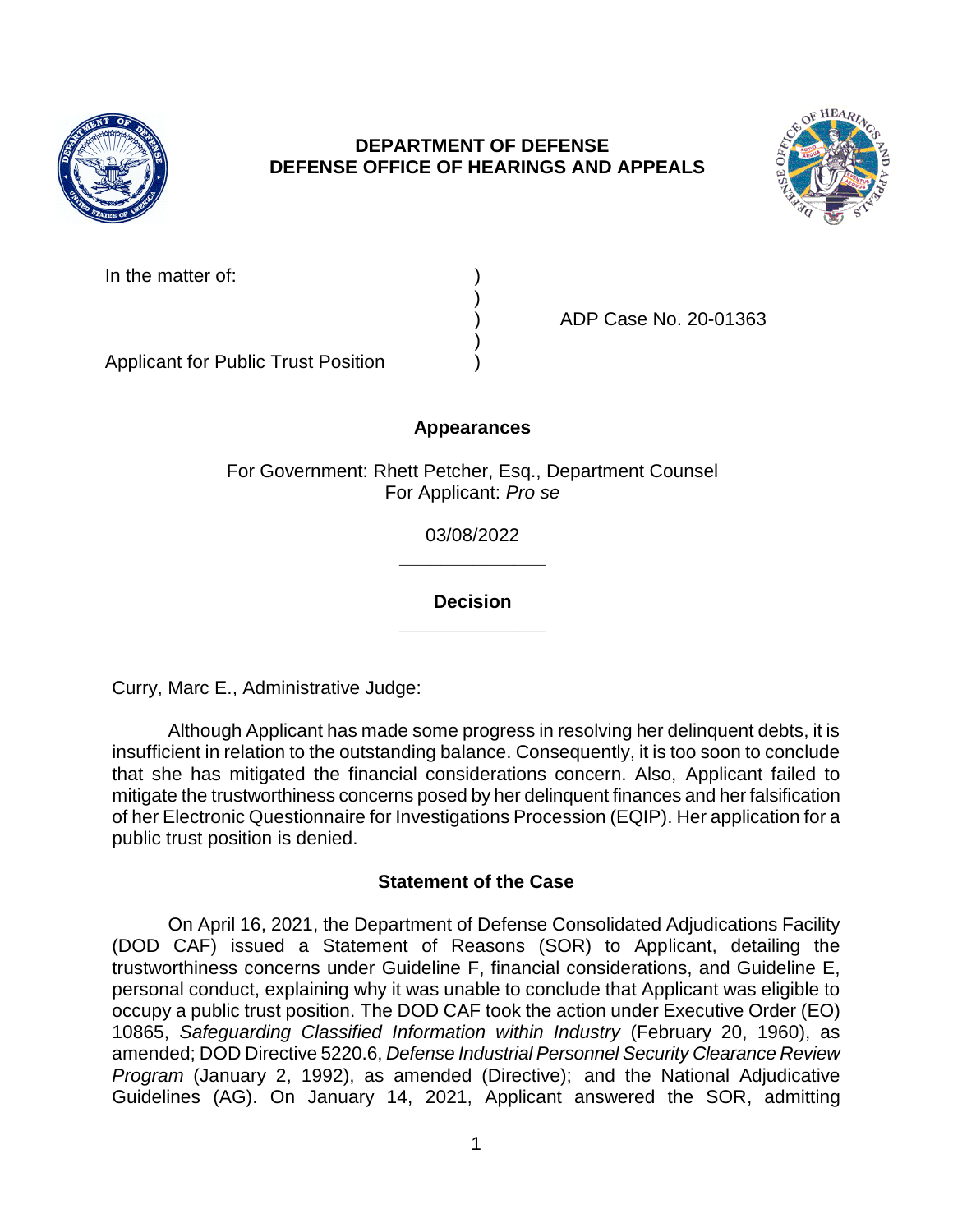**DEPARTMENT OF DEFENSE**
**DEFENSE OFFICE OF HEARINGS AND APPEALS**

In the matter of: )
)
) ADP Case No. 20-01363
)
Applicant for Public Trust Position )

**Appearances**

For Government: Rhett Petcher, Esq., Department Counsel
For Applicant: *Pro se*

03/08/2022

---

**Decision**

---

Curry, Marc E., Administrative Judge:

Although Applicant has made some progress in resolving her delinquent debts, it is insufficient in relation to the outstanding balance. Consequently, it is too soon to conclude that she has mitigated the financial considerations concern. Also, Applicant failed to mitigate the trustworthiness concerns posed by her delinquent finances and her falsification of her Electronic Questionnaire for Investigations Procession (EQIP). Her application for a public trust position is denied.

## Statement of the Case

On April 16, 2021, the Department of Defense Consolidated Adjudications Facility (DOD CAF) issued a Statement of Reasons (SOR) to Applicant, detailing the trustworthiness concerns under Guideline F, financial considerations, and Guideline E, personal conduct, explaining why it was unable to conclude that Applicant was eligible to occupy a public trust position. The DOD CAF took the action under Executive Order (EO) 10865, *Safeguarding Classified Information within Industry* (February 20, 1960), as amended; DOD Directive 5220.6, *Defense Industrial Personnel Security Clearance Review Program* (January 2, 1992), as amended (Directive); and the National Adjudicative Guidelines (AG). On January 14, 2021, Applicant answered the SOR, admitting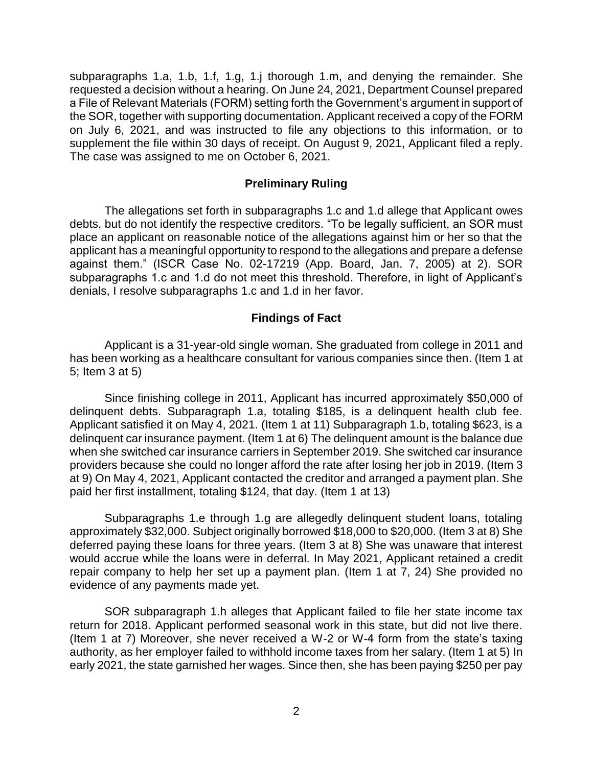subparagraphs 1.a, 1.b, 1.f, 1.g, 1.j thorough 1.m, and denying the remainder. She requested a decision without a hearing. On June 24, 2021, Department Counsel prepared a File of Relevant Materials (FORM) setting forth the Government's argument in support of the SOR, together with supporting documentation. Applicant received a copy of the FORM on July 6, 2021, and was instructed to file any objections to this information, or to supplement the file within 30 days of receipt. On August 9, 2021, Applicant filed a reply. The case was assigned to me on October 6, 2021.

## Preliminary Ruling

The allegations set forth in subparagraphs 1.c and 1.d allege that Applicant owes debts, but do not identify the respective creditors. "To be legally sufficient, an SOR must place an applicant on reasonable notice of the allegations against him or her so that the applicant has a meaningful opportunity to respond to the allegations and prepare a defense against them." (ISCR Case No. 02-17219 (App. Board, Jan. 7, 2005) at 2). SOR subparagraphs 1.c and 1.d do not meet this threshold. Therefore, in light of Applicant's denials, I resolve subparagraphs 1.c and 1.d in her favor.

## Findings of Fact

Applicant is a 31-year-old single woman. She graduated from college in 2011 and has been working as a healthcare consultant for various companies since then. (Item 1 at 5; Item 3 at 5)

Since finishing college in 2011, Applicant has incurred approximately $50,000 of delinquent debts. Subparagraph 1.a, totaling $185, is a delinquent health club fee. Applicant satisfied it on May 4, 2021. (Item 1 at 11) Subparagraph 1.b, totaling $623, is a delinquent car insurance payment. (Item 1 at 6) The delinquent amount is the balance due when she switched car insurance carriers in September 2019. She switched car insurance providers because she could no longer afford the rate after losing her job in 2019. (Item 3 at 9) On May 4, 2021, Applicant contacted the creditor and arranged a payment plan. She paid her first installment, totaling $124, that day. (Item 1 at 13)

Subparagraphs 1.e through 1.g are allegedly delinquent student loans, totaling approximately $32,000. Subject originally borrowed $18,000 to $20,000. (Item 3 at 8) She deferred paying these loans for three years. (Item 3 at 8) She was unaware that interest would accrue while the loans were in deferral. In May 2021, Applicant retained a credit repair company to help her set up a payment plan. (Item 1 at 7, 24) She provided no evidence of any payments made yet.

SOR subparagraph 1.h alleges that Applicant failed to file her state income tax return for 2018. Applicant performed seasonal work in this state, but did not live there. (Item 1 at 7) Moreover, she never received a W-2 or W-4 form from the state's taxing authority, as her employer failed to withhold income taxes from her salary. (Item 1 at 5) In early 2021, the state garnished her wages. Since then, she has been paying $250 per pay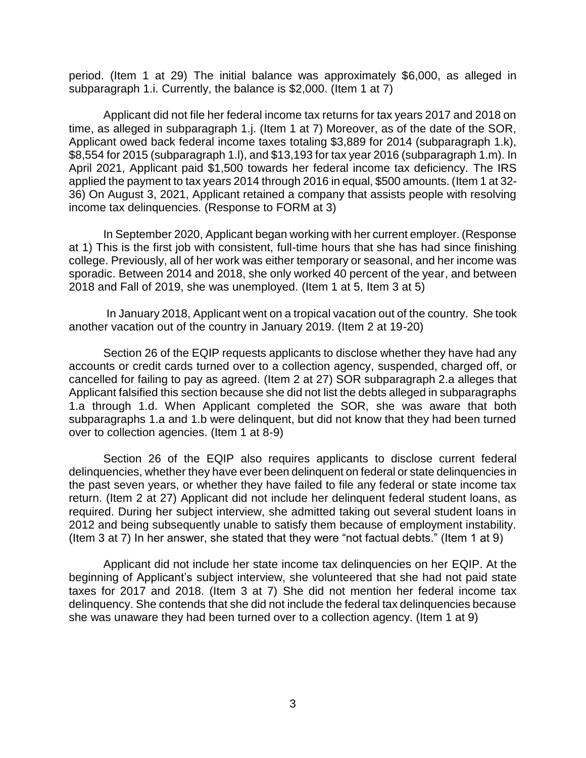period. (Item 1 at 29) The initial balance was approximately $6,000, as alleged in subparagraph 1.i. Currently, the balance is $2,000. (Item 1 at 7)

Applicant did not file her federal income tax returns for tax years 2017 and 2018 on time, as alleged in subparagraph 1.j. (Item 1 at 7) Moreover, as of the date of the SOR, Applicant owed back federal income taxes totaling $3,889 for 2014 (subparagraph 1.k), $8,554 for 2015 (subparagraph 1.l), and $13,193 for tax year 2016 (subparagraph 1.m). In April 2021, Applicant paid $1,500 towards her federal income tax deficiency. The IRS applied the payment to tax years 2014 through 2016 in equal, $500 amounts. (Item 1 at 32-36) On August 3, 2021, Applicant retained a company that assists people with resolving income tax delinquencies. (Response to FORM at 3)

In September 2020, Applicant began working with her current employer. (Response at 1) This is the first job with consistent, full-time hours that she has had since finishing college. Previously, all of her work was either temporary or seasonal, and her income was sporadic. Between 2014 and 2018, she only worked 40 percent of the year, and between 2018 and Fall of 2019, she was unemployed. (Item 1 at 5, Item 3 at 5)

In January 2018, Applicant went on a tropical vacation out of the country. She took another vacation out of the country in January 2019. (Item 2 at 19-20)

Section 26 of the EQIP requests applicants to disclose whether they have had any accounts or credit cards turned over to a collection agency, suspended, charged off, or cancelled for failing to pay as agreed. (Item 2 at 27) SOR subparagraph 2.a alleges that Applicant falsified this section because she did not list the debts alleged in subparagraphs 1.a through 1.d. When Applicant completed the SOR, she was aware that both subparagraphs 1.a and 1.b were delinquent, but did not know that they had been turned over to collection agencies. (Item 1 at 8-9)

Section 26 of the EQIP also requires applicants to disclose current federal delinquencies, whether they have ever been delinquent on federal or state delinquencies in the past seven years, or whether they have failed to file any federal or state income tax return. (Item 2 at 27) Applicant did not include her delinquent federal student loans, as required. During her subject interview, she admitted taking out several student loans in 2012 and being subsequently unable to satisfy them because of employment instability. (Item 3 at 7) In her answer, she stated that they were "not factual debts." (Item 1 at 9)

Applicant did not include her state income tax delinquencies on her EQIP. At the beginning of Applicant's subject interview, she volunteered that she had not paid state taxes for 2017 and 2018. (Item 3 at 7) She did not mention her federal income tax delinquency. She contends that she did not include the federal tax delinquencies because she was unaware they had been turned over to a collection agency. (Item 1 at 9)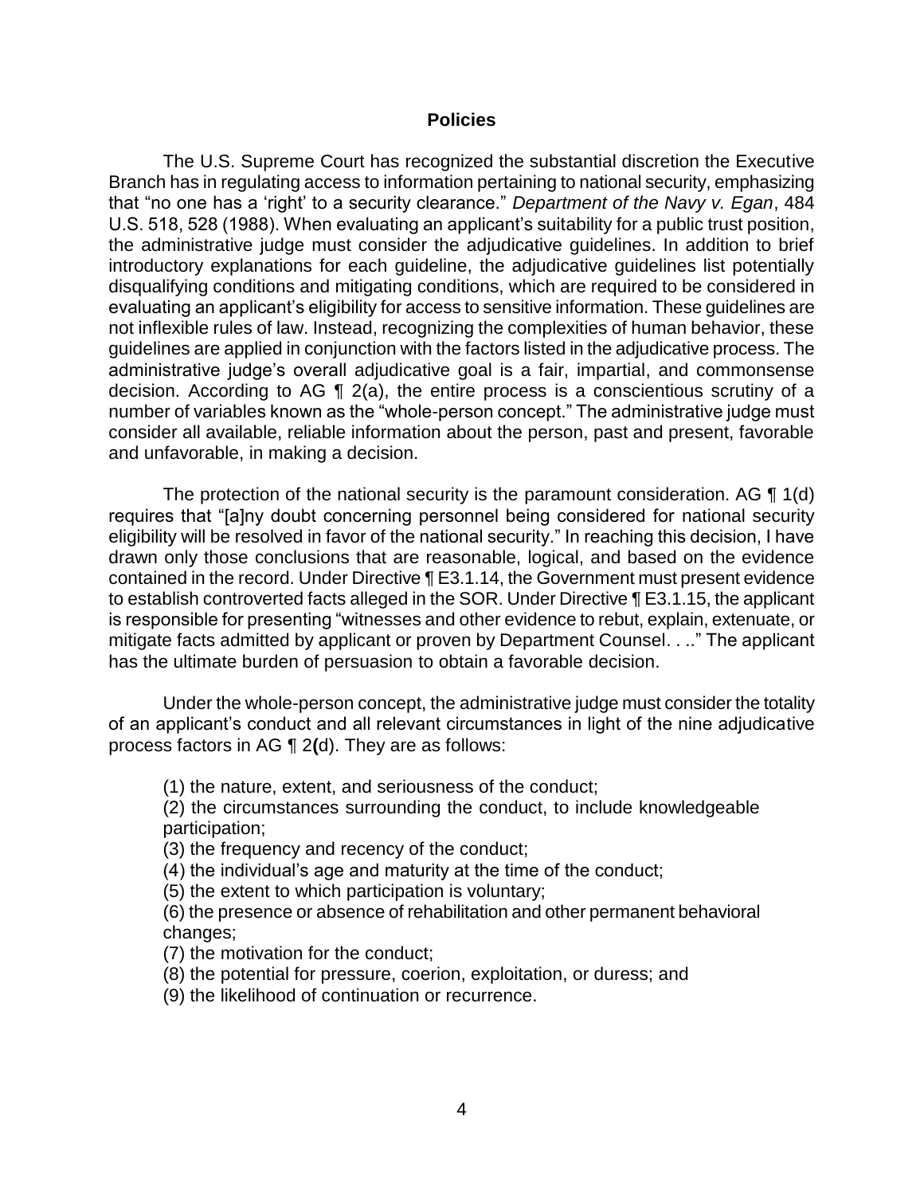## Policies

The U.S. Supreme Court has recognized the substantial discretion the Executive Branch has in regulating access to information pertaining to national security, emphasizing that "no one has a 'right' to a security clearance." *Department of the Navy v. Egan*, 484 U.S. 518, 528 (1988). When evaluating an applicant's suitability for a public trust position, the administrative judge must consider the adjudicative guidelines. In addition to brief introductory explanations for each guideline, the adjudicative guidelines list potentially disqualifying conditions and mitigating conditions, which are required to be considered in evaluating an applicant's eligibility for access to sensitive information. These guidelines are not inflexible rules of law. Instead, recognizing the complexities of human behavior, these guidelines are applied in conjunction with the factors listed in the adjudicative process. The administrative judge's overall adjudicative goal is a fair, impartial, and commonsense decision. According to AG ¶ 2(a), the entire process is a conscientious scrutiny of a number of variables known as the "whole-person concept." The administrative judge must consider all available, reliable information about the person, past and present, favorable and unfavorable, in making a decision.

The protection of the national security is the paramount consideration. AG ¶ 1(d) requires that "[a]ny doubt concerning personnel being considered for national security eligibility will be resolved in favor of the national security." In reaching this decision, I have drawn only those conclusions that are reasonable, logical, and based on the evidence contained in the record. Under Directive ¶ E3.1.14, the Government must present evidence to establish controverted facts alleged in the SOR. Under Directive ¶ E3.1.15, the applicant is responsible for presenting "witnesses and other evidence to rebut, explain, extenuate, or mitigate facts admitted by applicant or proven by Department Counsel. . .." The applicant has the ultimate burden of persuasion to obtain a favorable decision.

Under the whole-person concept, the administrative judge must consider the totality of an applicant's conduct and all relevant circumstances in light of the nine adjudicative process factors in AG ¶ 2(d). They are as follows:

(1) the nature, extent, and seriousness of the conduct;
(2) the circumstances surrounding the conduct, to include knowledgeable participation;
(3) the frequency and recency of the conduct;
(4) the individual's age and maturity at the time of the conduct;
(5) the extent to which participation is voluntary;
(6) the presence or absence of rehabilitation and other permanent behavioral changes;
(7) the motivation for the conduct;
(8) the potential for pressure, coerion, exploitation, or duress; and
(9) the likelihood of continuation or recurrence.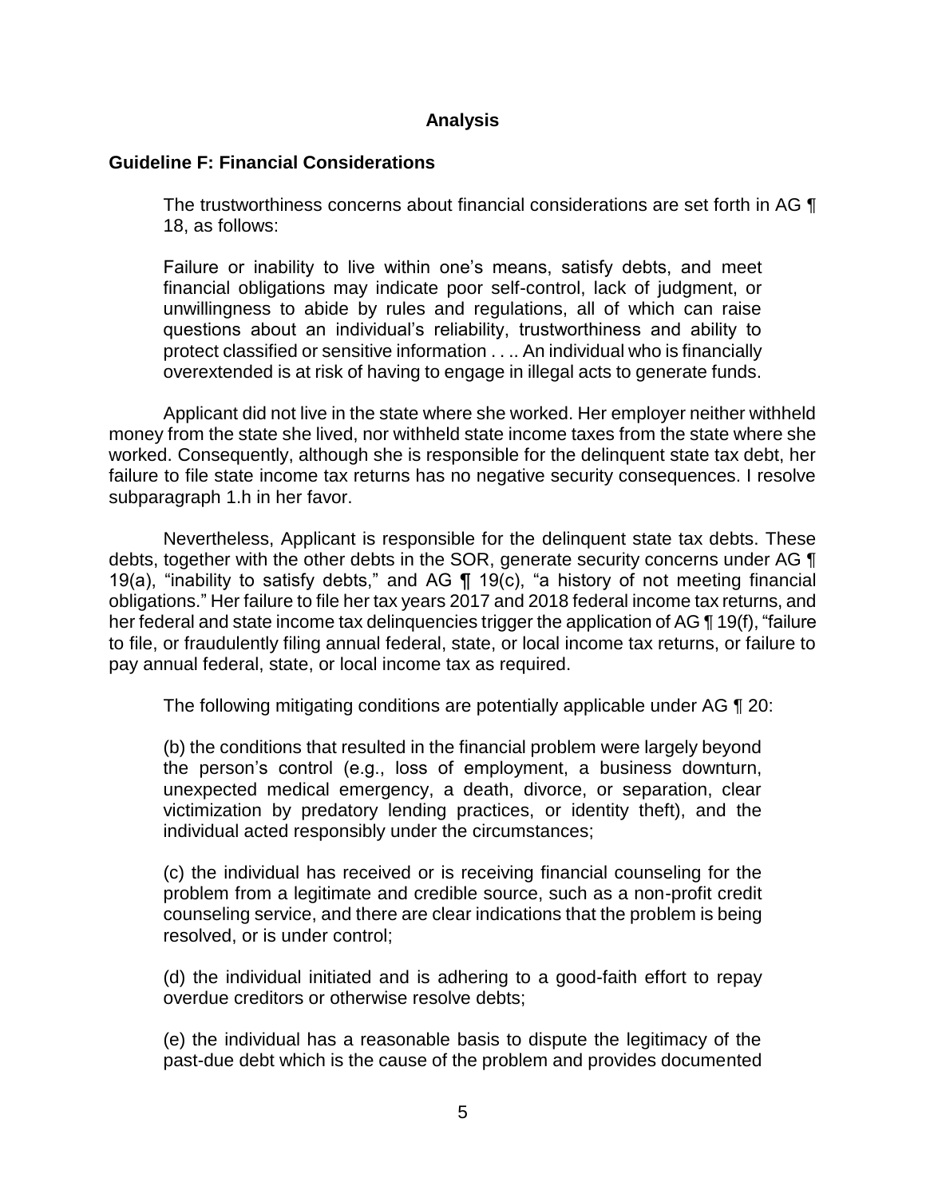## Analysis

### Guideline F: Financial Considerations

The trustworthiness concerns about financial considerations are set forth in AG ¶ 18, as follows:

> Failure or inability to live within one's means, satisfy debts, and meet financial obligations may indicate poor self-control, lack of judgment, or unwillingness to abide by rules and regulations, all of which can raise questions about an individual's reliability, trustworthiness and ability to protect classified or sensitive information . . .. An individual who is financially overextended is at risk of having to engage in illegal acts to generate funds.

Applicant did not live in the state where she worked. Her employer neither withheld money from the state she lived, nor withheld state income taxes from the state where she worked. Consequently, although she is responsible for the delinquent state tax debt, her failure to file state income tax returns has no negative security consequences. I resolve subparagraph 1.h in her favor.

Nevertheless, Applicant is responsible for the delinquent state tax debts. These debts, together with the other debts in the SOR, generate security concerns under AG ¶ 19(a), "inability to satisfy debts," and AG ¶ 19(c), "a history of not meeting financial obligations." Her failure to file her tax years 2017 and 2018 federal income tax returns, and her federal and state income tax delinquencies trigger the application of AG ¶ 19(f), "failure to file, or fraudulently filing annual federal, state, or local income tax returns, or failure to pay annual federal, state, or local income tax as required.

The following mitigating conditions are potentially applicable under AG ¶ 20:

> (b) the conditions that resulted in the financial problem were largely beyond the person's control (e.g., loss of employment, a business downturn, unexpected medical emergency, a death, divorce, or separation, clear victimization by predatory lending practices, or identity theft), and the individual acted responsibly under the circumstances;
>
> (c) the individual has received or is receiving financial counseling for the problem from a legitimate and credible source, such as a non-profit credit counseling service, and there are clear indications that the problem is being resolved, or is under control;
>
> (d) the individual initiated and is adhering to a good-faith effort to repay overdue creditors or otherwise resolve debts;
>
> (e) the individual has a reasonable basis to dispute the legitimacy of the past-due debt which is the cause of the problem and provides documented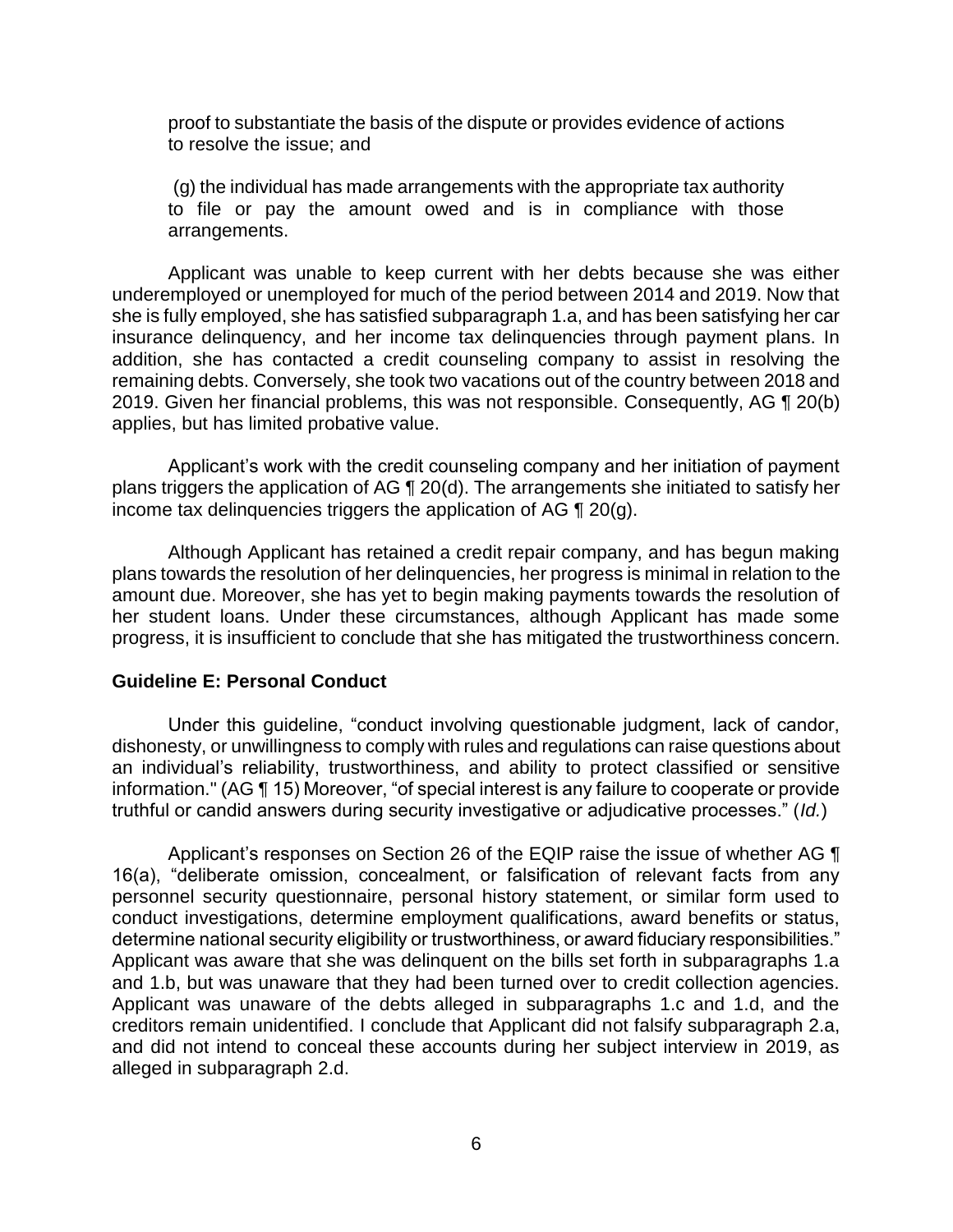proof to substantiate the basis of the dispute or provides evidence of actions to resolve the issue; and

(g) the individual has made arrangements with the appropriate tax authority to file or pay the amount owed and is in compliance with those arrangements.

Applicant was unable to keep current with her debts because she was either underemployed or unemployed for much of the period between 2014 and 2019. Now that she is fully employed, she has satisfied subparagraph 1.a, and has been satisfying her car insurance delinquency, and her income tax delinquencies through payment plans. In addition, she has contacted a credit counseling company to assist in resolving the remaining debts. Conversely, she took two vacations out of the country between 2018 and 2019. Given her financial problems, this was not responsible. Consequently, AG ¶ 20(b) applies, but has limited probative value.

Applicant's work with the credit counseling company and her initiation of payment plans triggers the application of AG ¶ 20(d). The arrangements she initiated to satisfy her income tax delinquencies triggers the application of AG ¶ 20(g).

Although Applicant has retained a credit repair company, and has begun making plans towards the resolution of her delinquencies, her progress is minimal in relation to the amount due. Moreover, she has yet to begin making payments towards the resolution of her student loans. Under these circumstances, although Applicant has made some progress, it is insufficient to conclude that she has mitigated the trustworthiness concern.

**Guideline E: Personal Conduct**

Under this guideline, "conduct involving questionable judgment, lack of candor, dishonesty, or unwillingness to comply with rules and regulations can raise questions about an individual's reliability, trustworthiness, and ability to protect classified or sensitive information." (AG ¶ 15) Moreover, "of special interest is any failure to cooperate or provide truthful or candid answers during security investigative or adjudicative processes." (*Id.*)

Applicant's responses on Section 26 of the EQIP raise the issue of whether AG ¶ 16(a), "deliberate omission, concealment, or falsification of relevant facts from any personnel security questionnaire, personal history statement, or similar form used to conduct investigations, determine employment qualifications, award benefits or status, determine national security eligibility or trustworthiness, or award fiduciary responsibilities." Applicant was aware that she was delinquent on the bills set forth in subparagraphs 1.a and 1.b, but was unaware that they had been turned over to credit collection agencies. Applicant was unaware of the debts alleged in subparagraphs 1.c and 1.d, and the creditors remain unidentified. I conclude that Applicant did not falsify subparagraph 2.a, and did not intend to conceal these accounts during her subject interview in 2019, as alleged in subparagraph 2.d.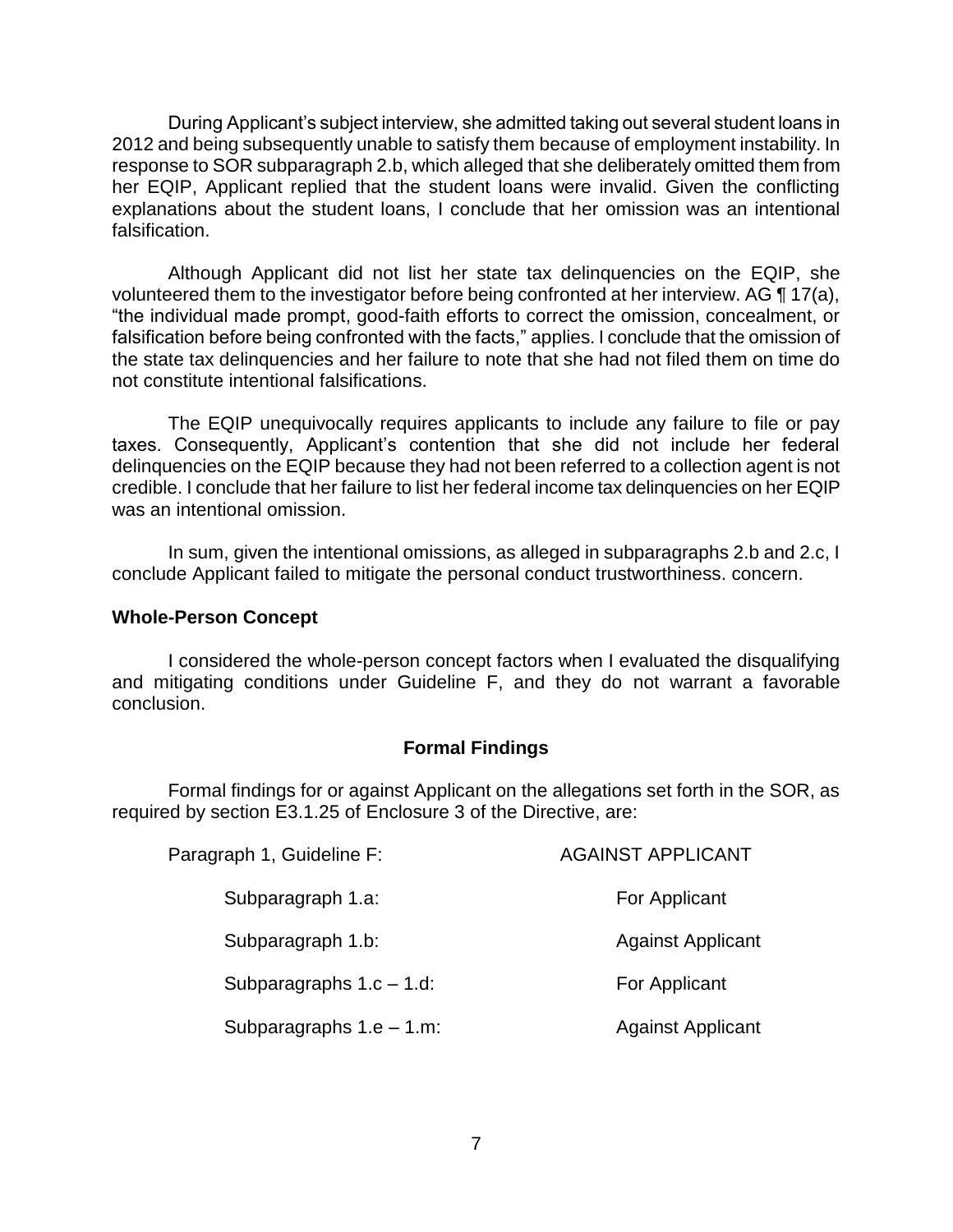During Applicant's subject interview, she admitted taking out several student loans in 2012 and being subsequently unable to satisfy them because of employment instability. In response to SOR subparagraph 2.b, which alleged that she deliberately omitted them from her EQIP, Applicant replied that the student loans were invalid. Given the conflicting explanations about the student loans, I conclude that her omission was an intentional falsification.

Although Applicant did not list her state tax delinquencies on the EQIP, she volunteered them to the investigator before being confronted at her interview. AG ¶ 17(a), "the individual made prompt, good-faith efforts to correct the omission, concealment, or falsification before being confronted with the facts," applies. I conclude that the omission of the state tax delinquencies and her failure to note that she had not filed them on time do not constitute intentional falsifications.

The EQIP unequivocally requires applicants to include any failure to file or pay taxes. Consequently, Applicant's contention that she did not include her federal delinquencies on the EQIP because they had not been referred to a collection agent is not credible. I conclude that her failure to list her federal income tax delinquencies on her EQIP was an intentional omission.

In sum, given the intentional omissions, as alleged in subparagraphs 2.b and 2.c, I conclude Applicant failed to mitigate the personal conduct trustworthiness. concern.

**Whole-Person Concept**

I considered the whole-person concept factors when I evaluated the disqualifying and mitigating conditions under Guideline F, and they do not warrant a favorable conclusion.

## Formal Findings

Formal findings for or against Applicant on the allegations set forth in the SOR, as required by section E3.1.25 of Enclosure 3 of the Directive, are:

| | |
|---|---|
| Paragraph 1, Guideline F: | AGAINST APPLICANT |
| Subparagraph 1.a: | For Applicant |
| Subparagraph 1.b: | Against Applicant |
| Subparagraphs 1.c – 1.d: | For Applicant |
| Subparagraphs 1.e – 1.m: | Against Applicant |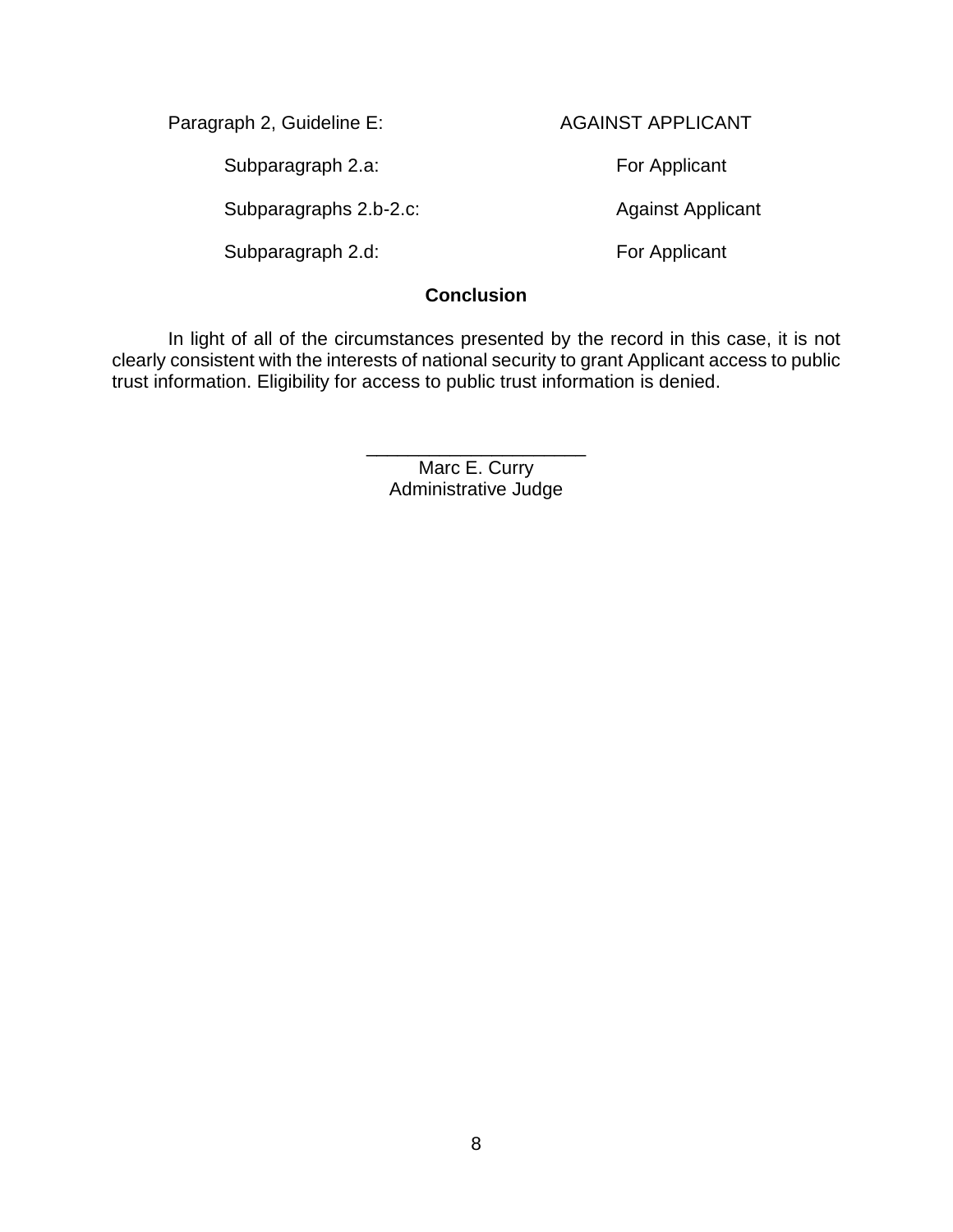| | |
|---|---|
| Paragraph 2, Guideline E: | AGAINST APPLICANT |
| Subparagraph 2.a: | For Applicant |
| Subparagraphs 2.b-2.c: | Against Applicant |
| Subparagraph 2.d: | For Applicant |

## Conclusion

In light of all of the circumstances presented by the record in this case, it is not clearly consistent with the interests of national security to grant Applicant access to public trust information. Eligibility for access to public trust information is denied.

\_\_\_\_\_\_\_\_\_\_\_\_\_\_\_\_\_\_\_\_\_\_

Marc E. Curry
Administrative Judge